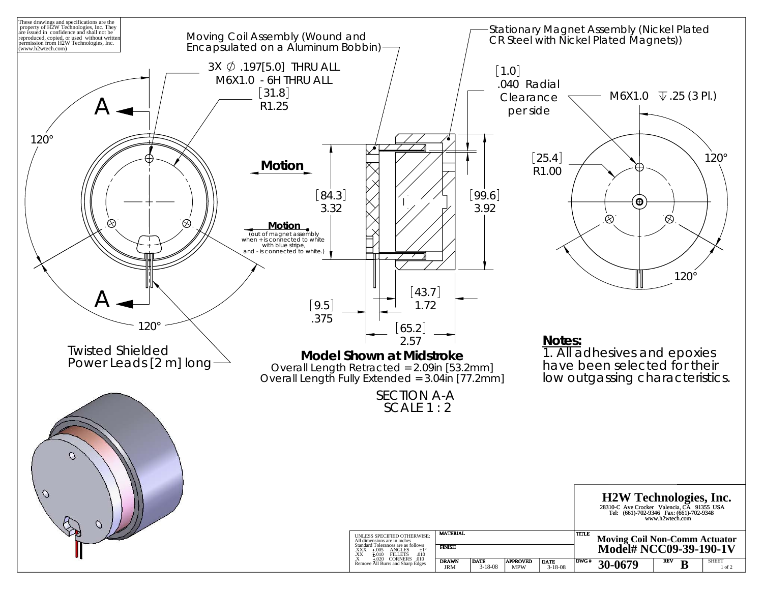These drawings and specifications are the property of H2W Technologies, Inc. They are issued in confidence and shall not be reproduced, copied, or used without written permission from H2W Technologies, Inc. (www.h2wtech.com)

Moving Coil Assembly (Wound and Encapsulated on a Aluminum Bobbin)

Stationary Magnet Assembly (Nickel Plated CR Steel with Nickel Plated Magnets))

3X ∅ .197[5.0] THRU ALL
M6X1.0 - 6H THRU ALL

[31.8]
R1.25

[1.0]
.040 Radial Clearance per side

M6X1.0 ↧.25 (3 Pl.)

[25.4]
R1.00

A

120°

120°

120°

120°

120°

Motion

[84.3]
3.32

[99.6]
3.92

Motion
(out of magnet assembly when + is connected to white with blue stripe, and - is connected to white.)

[43.7]
1.72

[9.5]
.375

[65.2]
2.57

Twisted Shielded Power Leads [2 m] long

**Model Shown at Midstroke**

Overall Length Retracted = 2.09in [53.2mm]
Overall Length Fully Extended = 3.04in [77.2mm]

SECTION A-A
SCALE 1 : 2

**Notes:**

1. All adhesives and epoxies have been selected for their low outgassing characteristics.

**H2W Technologies, Inc.**
28310-C Ave Crocker Valencia, CA 91355 USA
Tel: (661)-702-9346 Fax: (661)-702-9348
www.h2wtech.com

UNLESS SPECIFIED OTHERWISE:
All dimensions are in inches
Standard Tolerances are as follows
.XXX ±.005 ANGLES ±1°
.XX ±.010 FILLETS .010
.X ±.020 CORNERS .010
Remove All Burrs and Sharp Edges

| MATERIAL | | | | TITLE |
|---|---|---|---|---|
| FINISH | | | | Moving Coil Non-Comm Actuator Model# NCC09-39-190-1V |
| DRAWN JRM | DATE 3-18-08 | APPROVED MPW | DATE 3-18-08 | DWG # 30-0679 REV B SHEET 1 of 2 |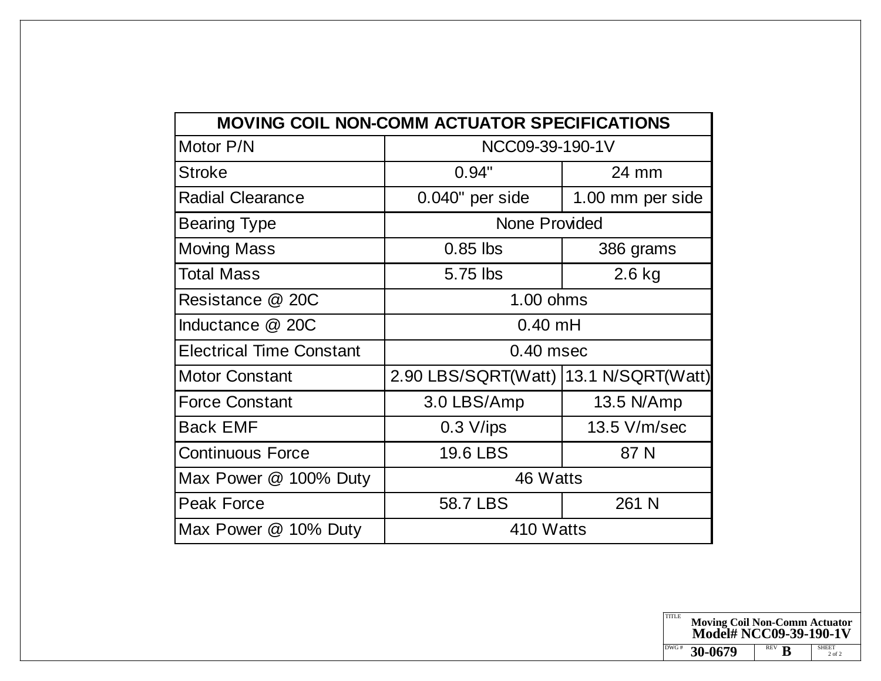| MOVING COIL NON-COMM ACTUATOR SPECIFICATIONS | | |
|---|---|---|
| Motor P/N | NCC09-39-190-1V | |
| Stroke | 0.94" | 24 mm |
| Radial Clearance | 0.040" per side | 1.00 mm per side |
| Bearing Type | None Provided | |
| Moving Mass | 0.85 lbs | 386 grams |
| Total Mass | 5.75 lbs | 2.6 kg |
| Resistance @ 20C | 1.00 ohms | |
| Inductance @ 20C | 0.40 mH | |
| Electrical Time Constant | 0.40 msec | |
| Motor Constant | 2.90 LBS/SQRT(Watt) | 13.1 N/SQRT(Watt) |
| Force Constant | 3.0 LBS/Amp | 13.5 N/Amp |
| Back EMF | 0.3 V/ips | 13.5 V/m/sec |
| Continuous Force | 19.6 LBS | 87 N |
| Max Power @ 100% Duty | 46 Watts | |
| Peak Force | 58.7 LBS | 261 N |
| Max Power @ 10% Duty | 410 Watts | |

| | | | |
|---|---|---|---|
| TITLE | Moving Coil Non-Comm Actuator Model# NCC09-39-190-1V | | |
| DWG # 30-0679 | REV B | SHEET 2 of 2 | |